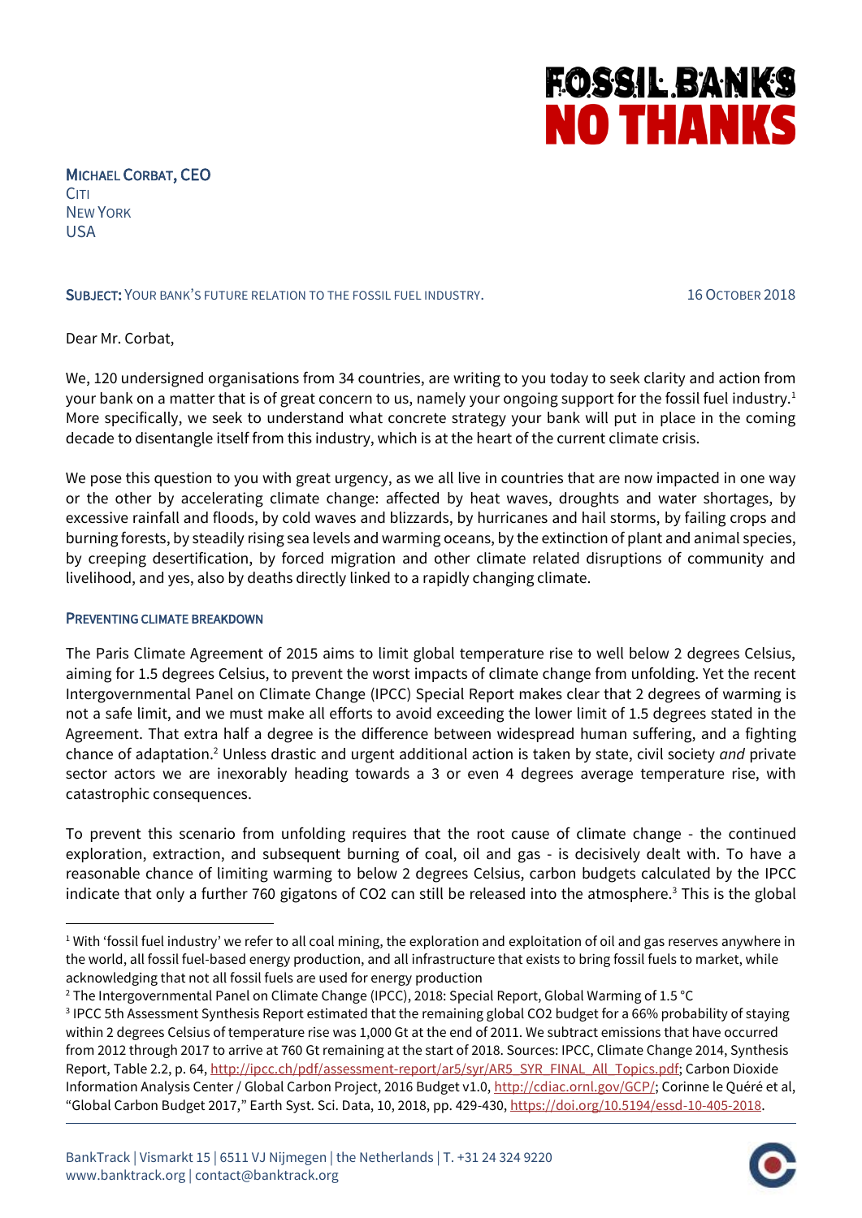**FOSSIL BANKS NO THANKS**

MICHAEL CORBAT, CEO
CITI
NEW YORK
USA

**SUBJECT:** YOUR BANK'S FUTURE RELATION TO THE FOSSIL FUEL INDUSTRY. 16 OCTOBER 2018

Dear Mr. Corbat,

We, 120 undersigned organisations from 34 countries, are writing to you today to seek clarity and action from your bank on a matter that is of great concern to us, namely your ongoing support for the fossil fuel industry.[1] More specifically, we seek to understand what concrete strategy your bank will put in place in the coming decade to disentangle itself from this industry, which is at the heart of the current climate crisis.

We pose this question to you with great urgency, as we all live in countries that are now impacted in one way or the other by accelerating climate change: affected by heat waves, droughts and water shortages, by excessive rainfall and floods, by cold waves and blizzards, by hurricanes and hail storms, by failing crops and burning forests, by steadily rising sea levels and warming oceans, by the extinction of plant and animal species, by creeping desertification, by forced migration and other climate related disruptions of community and livelihood, and yes, also by deaths directly linked to a rapidly changing climate.

## PREVENTING CLIMATE BREAKDOWN

The Paris Climate Agreement of 2015 aims to limit global temperature rise to well below 2 degrees Celsius, aiming for 1.5 degrees Celsius, to prevent the worst impacts of climate change from unfolding. Yet the recent Intergovernmental Panel on Climate Change (IPCC) Special Report makes clear that 2 degrees of warming is not a safe limit, and we must make all efforts to avoid exceeding the lower limit of 1.5 degrees stated in the Agreement. That extra half a degree is the difference between widespread human suffering, and a fighting chance of adaptation.[2] Unless drastic and urgent additional action is taken by state, civil society *and* private sector actors we are inexorably heading towards a 3 or even 4 degrees average temperature rise, with catastrophic consequences.

To prevent this scenario from unfolding requires that the root cause of climate change - the continued exploration, extraction, and subsequent burning of coal, oil and gas - is decisively dealt with. To have a reasonable chance of limiting warming to below 2 degrees Celsius, carbon budgets calculated by the IPCC indicate that only a further 760 gigatons of CO2 can still be released into the atmosphere.[3] This is the global

---

[1] With 'fossil fuel industry' we refer to all coal mining, the exploration and exploitation of oil and gas reserves anywhere in the world, all fossil fuel-based energy production, and all infrastructure that exists to bring fossil fuels to market, while acknowledging that not all fossil fuels are used for energy production

[2] The Intergovernmental Panel on Climate Change (IPCC), 2018: Special Report, Global Warming of 1.5 °C

[3] IPCC 5th Assessment Synthesis Report estimated that the remaining global CO2 budget for a 66% probability of staying within 2 degrees Celsius of temperature rise was 1,000 Gt at the end of 2011. We subtract emissions that have occurred from 2012 through 2017 to arrive at 760 Gt remaining at the start of 2018. Sources: IPCC, Climate Change 2014, Synthesis Report, Table 2.2, p. 64, http://ipcc.ch/pdf/assessment-report/ar5/syr/AR5_SYR_FINAL_All_Topics.pdf; Carbon Dioxide Information Analysis Center / Global Carbon Project, 2016 Budget v1.0, http://cdiac.ornl.gov/GCP/; Corinne le Quéré et al, "Global Carbon Budget 2017," Earth Syst. Sci. Data, 10, 2018, pp. 429-430, https://doi.org/10.5194/essd-10-405-2018.

BankTrack | Vismarkt 15 | 6511 VJ Nijmegen | the Netherlands | T. +31 24 324 9220
www.banktrack.org | contact@banktrack.org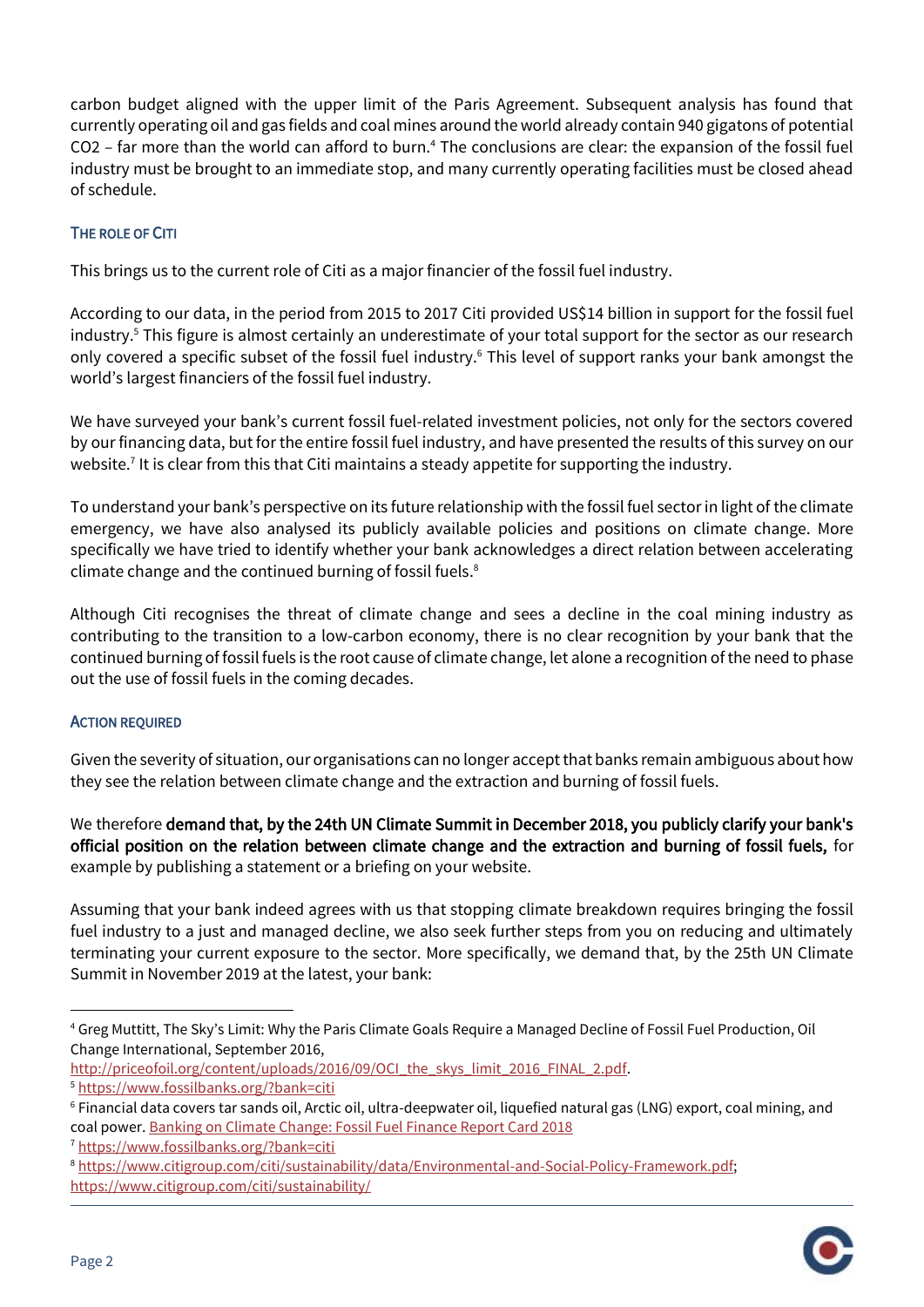carbon budget aligned with the upper limit of the Paris Agreement. Subsequent analysis has found that currently operating oil and gas fields and coal mines around the world already contain 940 gigatons of potential $CO_2$ – far more than the world can afford to burn.[4] The conclusions are clear: the expansion of the fossil fuel industry must be brought to an immediate stop, and many currently operating facilities must be closed ahead of schedule.

### The role of Citi

This brings us to the current role of Citi as a major financier of the fossil fuel industry.

According to our data, in the period from 2015 to 2017 Citi provided US$14 billion in support for the fossil fuel industry.[5] This figure is almost certainly an underestimate of your total support for the sector as our research only covered a specific subset of the fossil fuel industry.[6] This level of support ranks your bank amongst the world's largest financiers of the fossil fuel industry.

We have surveyed your bank's current fossil fuel-related investment policies, not only for the sectors covered by our financing data, but for the entire fossil fuel industry, and have presented the results of this survey on our website.[7] It is clear from this that Citi maintains a steady appetite for supporting the industry.

To understand your bank's perspective on its future relationship with the fossil fuel sector in light of the climate emergency, we have also analysed its publicly available policies and positions on climate change. More specifically we have tried to identify whether your bank acknowledges a direct relation between accelerating climate change and the continued burning of fossil fuels.[8]

Although Citi recognises the threat of climate change and sees a decline in the coal mining industry as contributing to the transition to a low-carbon economy, there is no clear recognition by your bank that the continued burning of fossil fuels is the root cause of climate change, let alone a recognition of the need to phase out the use of fossil fuels in the coming decades.

### Action required

Given the severity of situation, our organisations can no longer accept that banks remain ambiguous about how they see the relation between climate change and the extraction and burning of fossil fuels.

We therefore **demand that, by the 24th UN Climate Summit in December 2018, you publicly clarify your bank's official position on the relation between climate change and the extraction and burning of fossil fuels,** for example by publishing a statement or a briefing on your website.

Assuming that your bank indeed agrees with us that stopping climate breakdown requires bringing the fossil fuel industry to a just and managed decline, we also seek further steps from you on reducing and ultimately terminating your current exposure to the sector. More specifically, we demand that, by the 25th UN Climate Summit in November 2019 at the latest, your bank:

---

[4] Greg Muttitt, The Sky's Limit: Why the Paris Climate Goals Require a Managed Decline of Fossil Fuel Production, Oil Change International, September 2016, http://priceofoil.org/content/uploads/2016/09/OCI_the_skys_limit_2016_FINAL_2.pdf.

[5] https://www.fossilbanks.org/?bank=citi

[6] Financial data covers tar sands oil, Arctic oil, ultra-deepwater oil, liquefied natural gas (LNG) export, coal mining, and coal power. Banking on Climate Change: Fossil Fuel Finance Report Card 2018

[7] https://www.fossilbanks.org/?bank=citi

[8] https://www.citigroup.com/citi/sustainability/data/Environmental-and-Social-Policy-Framework.pdf; https://www.citigroup.com/citi/sustainability/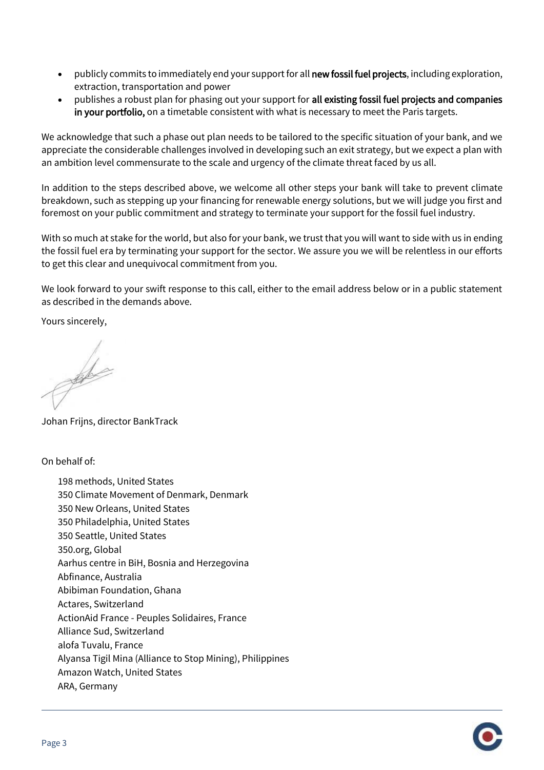- publicly commits to immediately end your support for all **new fossil fuel projects**, including exploration, extraction, transportation and power
- publishes a robust plan for phasing out your support for **all existing fossil fuel projects and companies in your portfolio,** on a timetable consistent with what is necessary to meet the Paris targets.

We acknowledge that such a phase out plan needs to be tailored to the specific situation of your bank, and we appreciate the considerable challenges involved in developing such an exit strategy, but we expect a plan with an ambition level commensurate to the scale and urgency of the climate threat faced by us all.

In addition to the steps described above, we welcome all other steps your bank will take to prevent climate breakdown, such as stepping up your financing for renewable energy solutions, but we will judge you first and foremost on your public commitment and strategy to terminate your support for the fossil fuel industry.

With so much at stake for the world, but also for your bank, we trust that you will want to side with us in ending the fossil fuel era by terminating your support for the sector. We assure you we will be relentless in our efforts to get this clear and unequivocal commitment from you.

We look forward to your swift response to this call, either to the email address below or in a public statement as described in the demands above.

Yours sincerely,

Johan Frijns, director BankTrack

On behalf of:

198 methods, United States
350 Climate Movement of Denmark, Denmark
350 New Orleans, United States
350 Philadelphia, United States
350 Seattle, United States
350.org, Global
Aarhus centre in BiH, Bosnia and Herzegovina
Abfinance, Australia
Abibiman Foundation, Ghana
Actares, Switzerland
ActionAid France - Peuples Solidaires, France
Alliance Sud, Switzerland
alofa Tuvalu, France
Alyansa Tigil Mina (Alliance to Stop Mining), Philippines
Amazon Watch, United States
ARA, Germany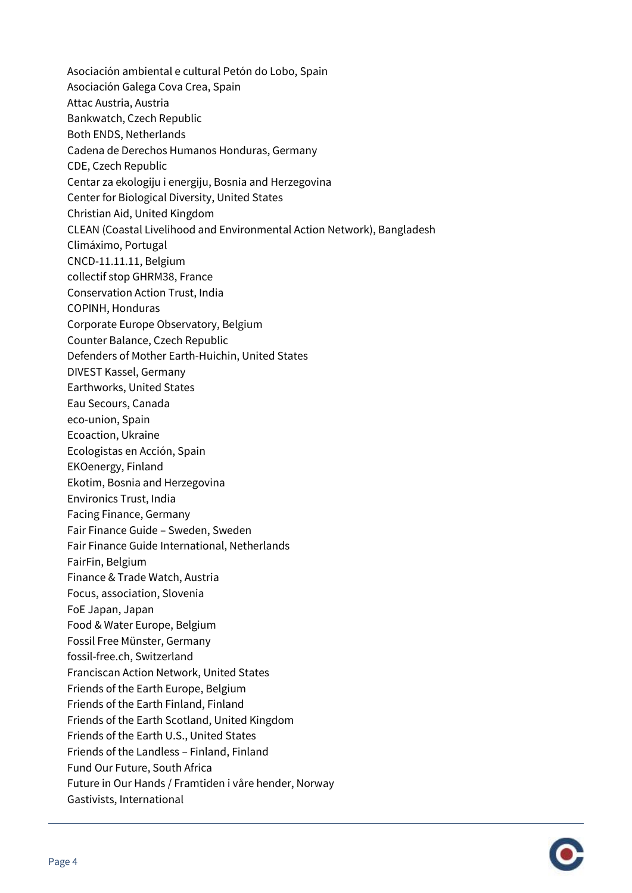Asociación ambiental e cultural Petón do Lobo, Spain
Asociación Galega Cova Crea, Spain
Attac Austria, Austria
Bankwatch, Czech Republic
Both ENDS, Netherlands
Cadena de Derechos Humanos Honduras, Germany
CDE, Czech Republic
Centar za ekologiju i energiju, Bosnia and Herzegovina
Center for Biological Diversity, United States
Christian Aid, United Kingdom
CLEAN (Coastal Livelihood and Environmental Action Network), Bangladesh
Climáximo, Portugal
CNCD-11.11.11, Belgium
collectif stop GHRM38, France
Conservation Action Trust, India
COPINH, Honduras
Corporate Europe Observatory, Belgium
Counter Balance, Czech Republic
Defenders of Mother Earth-Huichin, United States
DIVEST Kassel, Germany
Earthworks, United States
Eau Secours, Canada
eco-union, Spain
Ecoaction, Ukraine
Ecologistas en Acción, Spain
EKOenergy, Finland
Ekotim, Bosnia and Herzegovina
Environics Trust, India
Facing Finance, Germany
Fair Finance Guide – Sweden, Sweden
Fair Finance Guide International, Netherlands
FairFin, Belgium
Finance & Trade Watch, Austria
Focus, association, Slovenia
FoE Japan, Japan
Food & Water Europe, Belgium
Fossil Free Münster, Germany
fossil-free.ch, Switzerland
Franciscan Action Network, United States
Friends of the Earth Europe, Belgium
Friends of the Earth Finland, Finland
Friends of the Earth Scotland, United Kingdom
Friends of the Earth U.S., United States
Friends of the Landless – Finland, Finland
Fund Our Future, South Africa
Future in Our Hands / Framtiden i våre hender, Norway
Gastivists, International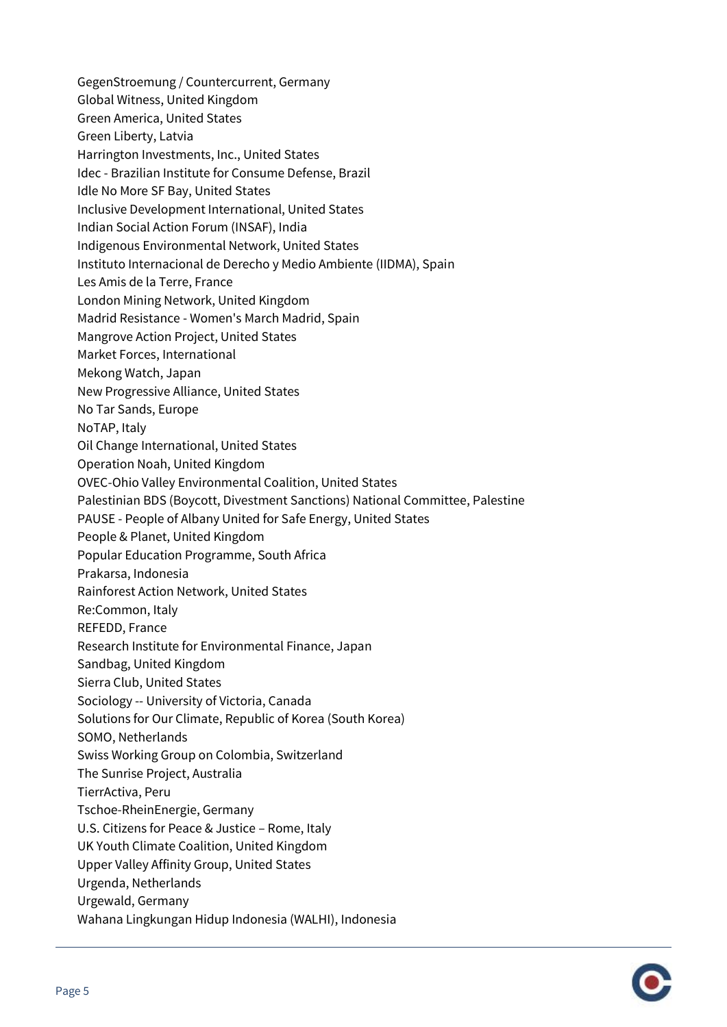GegenStroemung / Countercurrent, Germany
Global Witness, United Kingdom
Green America, United States
Green Liberty, Latvia
Harrington Investments, Inc., United States
Idec - Brazilian Institute for Consume Defense, Brazil
Idle No More SF Bay, United States
Inclusive Development International, United States
Indian Social Action Forum (INSAF), India
Indigenous Environmental Network, United States
Instituto Internacional de Derecho y Medio Ambiente (IIDMA), Spain
Les Amis de la Terre, France
London Mining Network, United Kingdom
Madrid Resistance - Women's March Madrid, Spain
Mangrove Action Project, United States
Market Forces, International
Mekong Watch, Japan
New Progressive Alliance, United States
No Tar Sands, Europe
NoTAP, Italy
Oil Change International, United States
Operation Noah, United Kingdom
OVEC-Ohio Valley Environmental Coalition, United States
Palestinian BDS (Boycott, Divestment Sanctions) National Committee, Palestine
PAUSE - People of Albany United for Safe Energy, United States
People & Planet, United Kingdom
Popular Education Programme, South Africa
Prakarsa, Indonesia
Rainforest Action Network, United States
Re:Common, Italy
REFEDD, France
Research Institute for Environmental Finance, Japan
Sandbag, United Kingdom
Sierra Club, United States
Sociology -- University of Victoria, Canada
Solutions for Our Climate, Republic of Korea (South Korea)
SOMO, Netherlands
Swiss Working Group on Colombia, Switzerland
The Sunrise Project, Australia
TierrActiva, Peru
Tschoe-RheinEnergie, Germany
U.S. Citizens for Peace & Justice – Rome, Italy
UK Youth Climate Coalition, United Kingdom
Upper Valley Affinity Group, United States
Urgenda, Netherlands
Urgewald, Germany
Wahana Lingkungan Hidup Indonesia (WALHI), Indonesia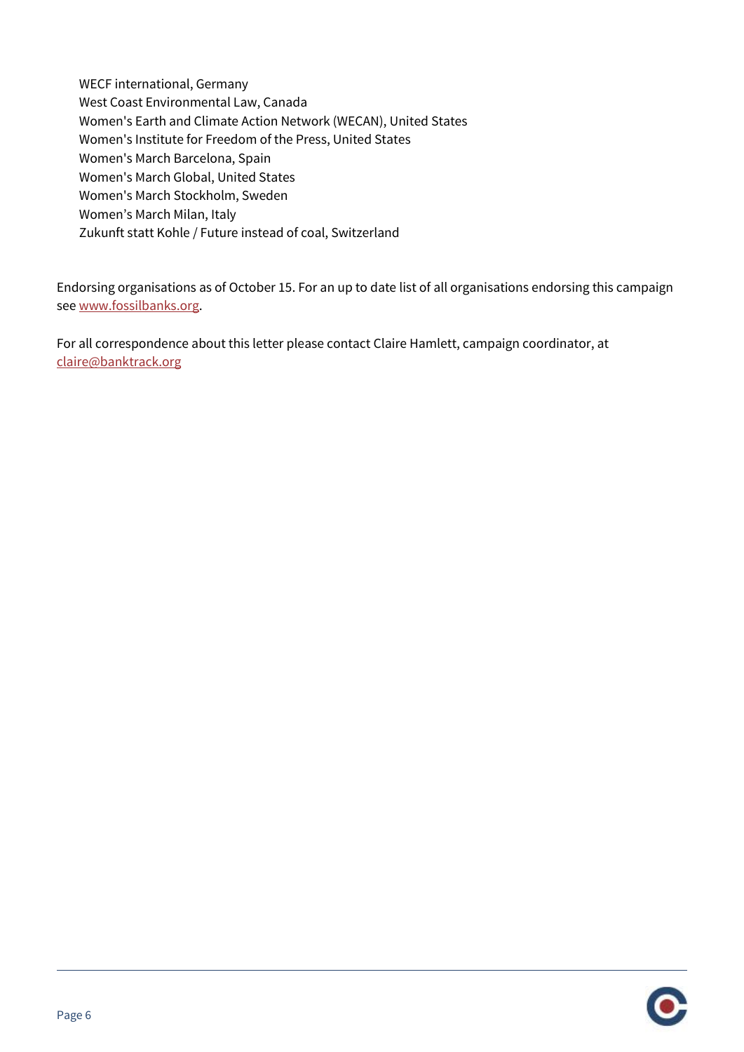WECF international, Germany
West Coast Environmental Law, Canada
Women's Earth and Climate Action Network (WECAN), United States
Women's Institute for Freedom of the Press, United States
Women's March Barcelona, Spain
Women's March Global, United States
Women's March Stockholm, Sweden
Women’s March Milan, Italy
Zukunft statt Kohle / Future instead of coal, Switzerland

Endorsing organisations as of October 15. For an up to date list of all organisations endorsing this campaign see [www.fossilbanks.org](http://www.fossilbanks.org).

For all correspondence about this letter please contact Claire Hamlett, campaign coordinator, at [claire@banktrack.org](mailto:claire@banktrack.org)